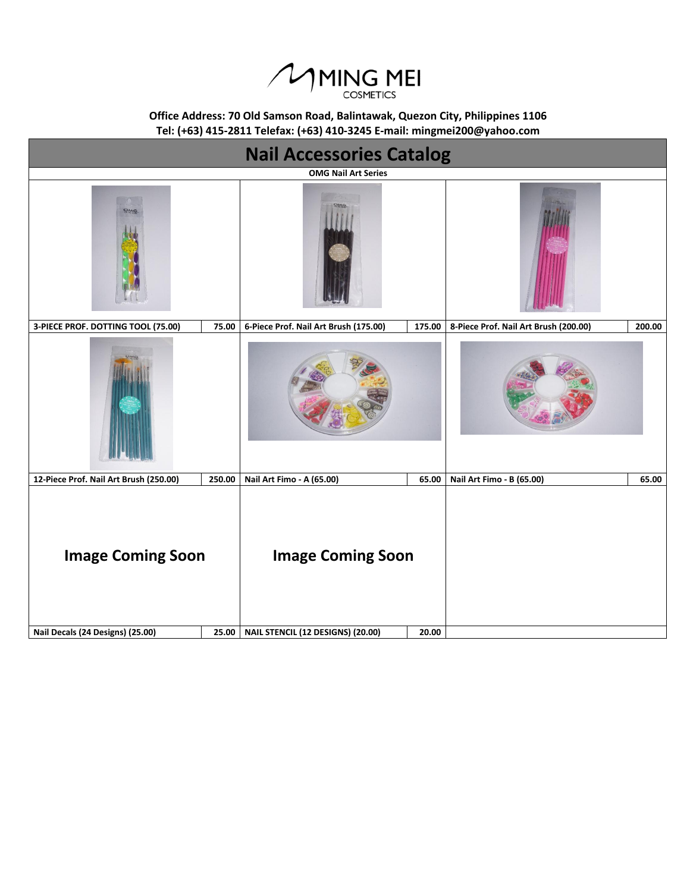MING MEI COSMETICS

**Office Address: 70 Old Samson Road, Balintawak, Quezon City, Philippines 1106**
**Tel: (+63) 415-2811 Telefax: (+63) 410-3245 E-mail: mingmei200@yahoo.com**

# Nail Accessories Catalog

**OMG Nail Art Series**

| Product | Price | Product | Price | Product | Price |
|---|---|---|---|---|---|
| 3-PIECE PROF. DOTTING TOOL (75.00) | 75.00 | 6-Piece Prof. Nail Art Brush (175.00) | 175.00 | 8-Piece Prof. Nail Art Brush (200.00) | 200.00 |
| 12-Piece Prof. Nail Art Brush (250.00) | 250.00 | Nail Art Fimo - A (65.00) | 65.00 | Nail Art Fimo - B (65.00) | 65.00 |
| **Image Coming Soon**<br>Nail Decals (24 Designs) (25.00) | 25.00 | **Image Coming Soon**<br>NAIL STENCIL (12 DESIGNS) (20.00) | 20.00 | | |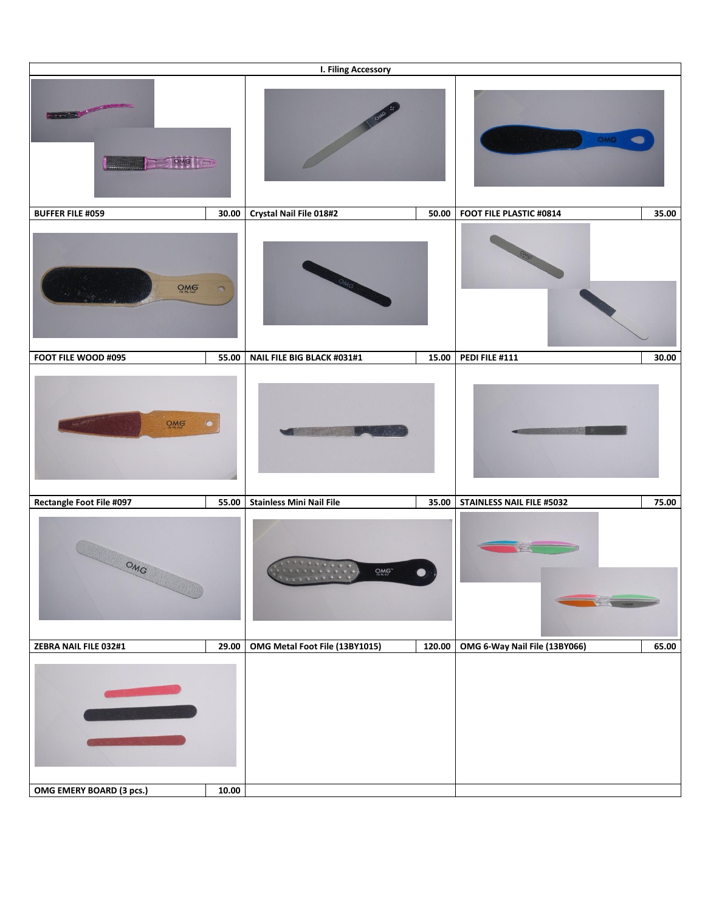## I. Filing Accessory

| Product | Price | Product | Price | Product | Price |
|---|---|---|---|---|---|
| BUFFER FILE #059 | 30.00 | Crystal Nail File 018#2 | 50.00 | FOOT FILE PLASTIC #0814 | 35.00 |
| FOOT FILE WOOD #095 | 55.00 | NAIL FILE BIG BLACK #031#1 | 15.00 | PEDI FILE #111 | 30.00 |
| Rectangle Foot File #097 | 55.00 | Stainless Mini Nail File | 35.00 | STAINLESS NAIL FILE #5032 | 75.00 |
| ZEBRA NAIL FILE 032#1 | 29.00 | OMG Metal Foot File (13BY1015) | 120.00 | OMG 6-Way Nail File (13BY066) | 65.00 |
| OMG EMERY BOARD (3 pcs.) | 10.00 | | | | |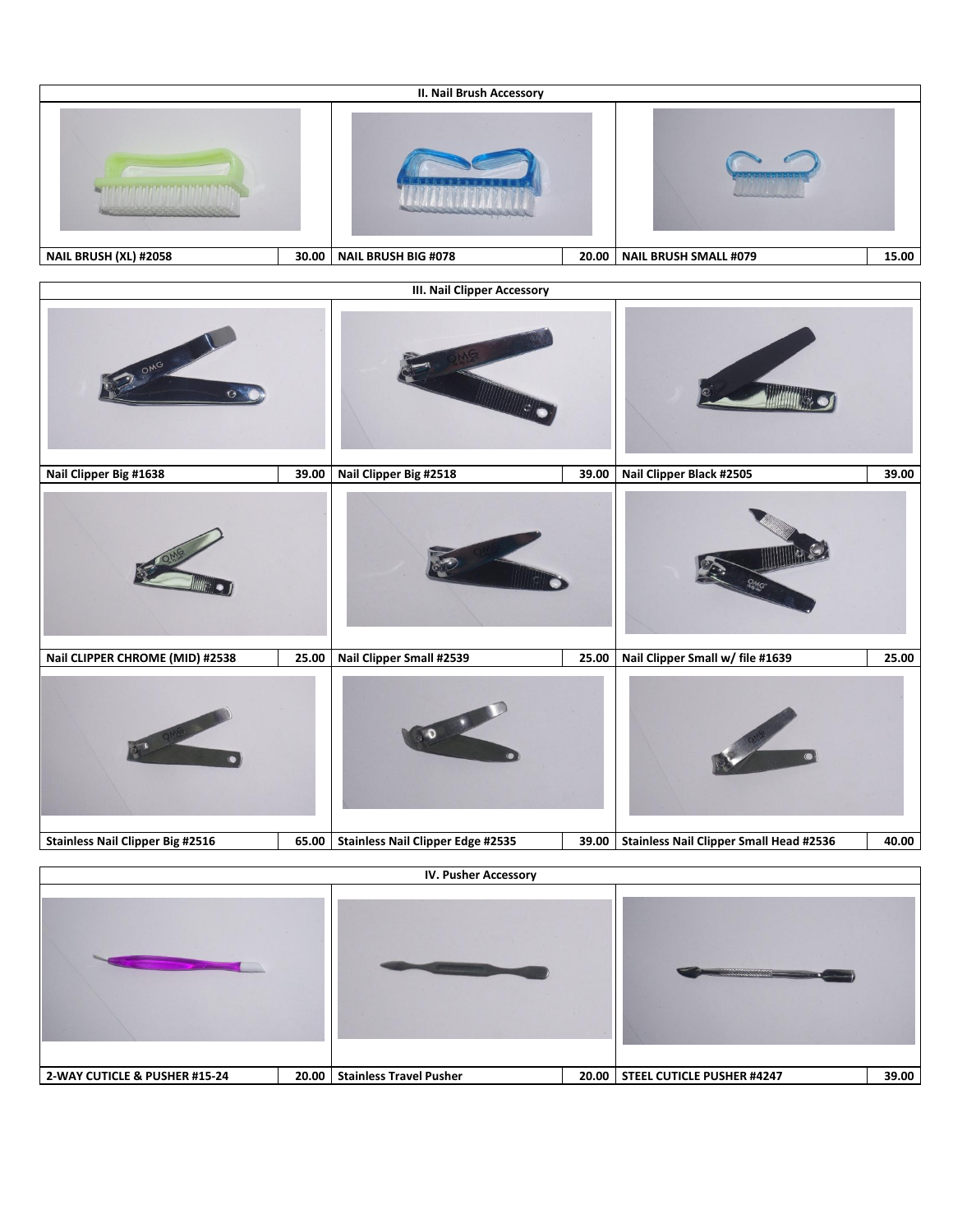## II. Nail Brush Accessory

| Item | Price | Item | Price | Item | Price |
|---|---|---|---|---|---|
| NAIL BRUSH (XL) #2058 | 30.00 | NAIL BRUSH BIG #078 | 20.00 | NAIL BRUSH SMALL #079 | 15.00 |

## III. Nail Clipper Accessory

| Item | Price | Item | Price | Item | Price |
|---|---|---|---|---|---|
| Nail Clipper Big #1638 | 39.00 | Nail Clipper Big #2518 | 39.00 | Nail Clipper Black #2505 | 39.00 |
| Nail CLIPPER CHROME (MID) #2538 | 25.00 | Nail Clipper Small #2539 | 25.00 | Nail Clipper Small w/ file #1639 | 25.00 |
| Stainless Nail Clipper Big #2516 | 65.00 | Stainless Nail Clipper Edge #2535 | 39.00 | Stainless Nail Clipper Small Head #2536 | 40.00 |

## IV. Pusher Accessory

| Item | Price | Item | Price | Item | Price |
|---|---|---|---|---|---|
| 2-WAY CUTICLE & PUSHER #15-24 | 20.00 | Stainless Travel Pusher | 20.00 | STEEL CUTICLE PUSHER #4247 | 39.00 |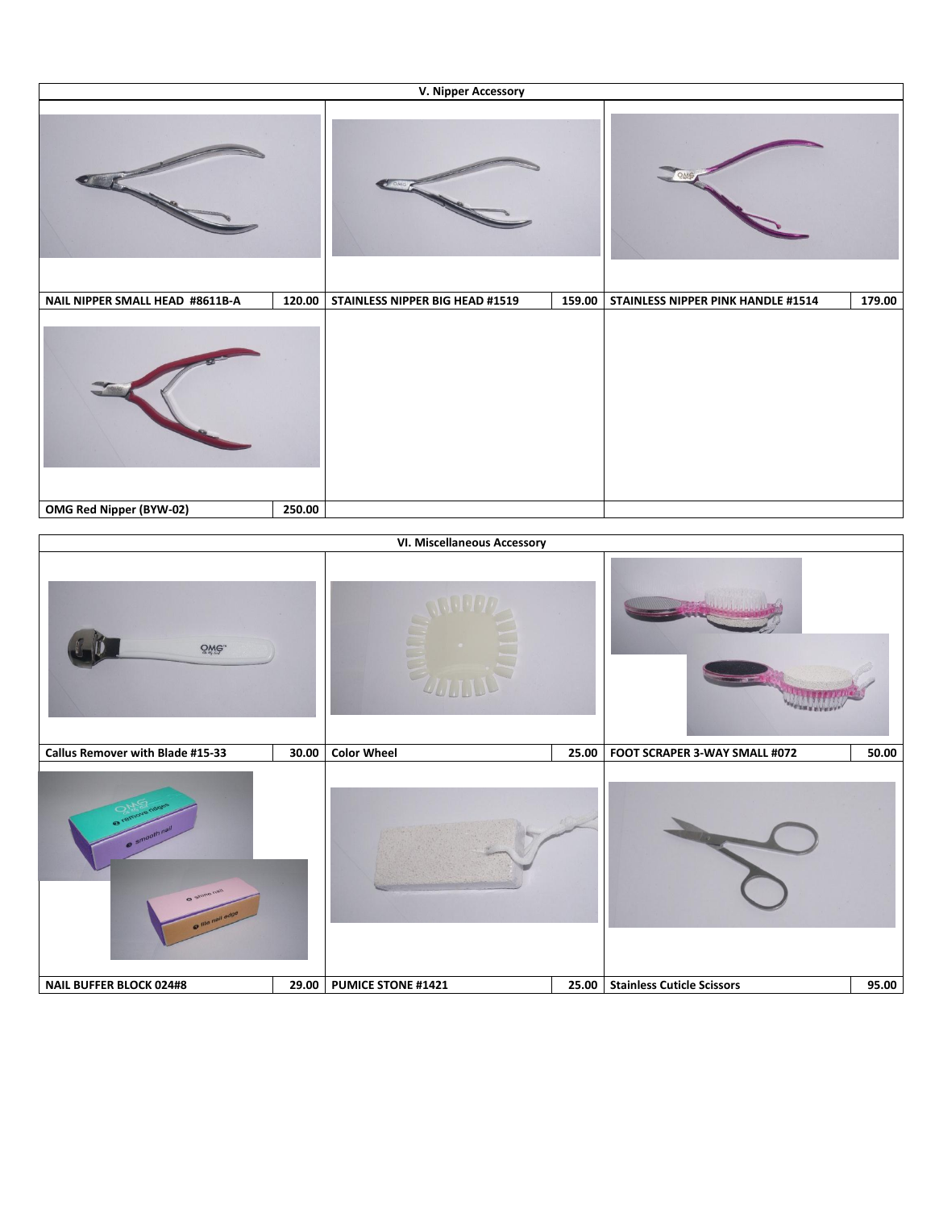## V. Nipper Accessory

| Item | Price | Item | Price | Item | Price |
|---|---|---|---|---|---|
| NAIL NIPPER SMALL HEAD #8611B-A | 120.00 | STAINLESS NIPPER BIG HEAD #1519 | 159.00 | STAINLESS NIPPER PINK HANDLE #1514 | 179.00 |
| OMG Red Nipper (BYW-02) | 250.00 | | | | |

## VI. Miscellaneous Accessory

| Item | Price | Item | Price | Item | Price |
|---|---|---|---|---|---|
| Callus Remover with Blade #15-33 | 30.00 | Color Wheel | 25.00 | FOOT SCRAPER 3-WAY SMALL #072 | 50.00 |
| NAIL BUFFER BLOCK 024#8 | 29.00 | PUMICE STONE #1421 | 25.00 | Stainless Cuticle Scissors | 95.00 |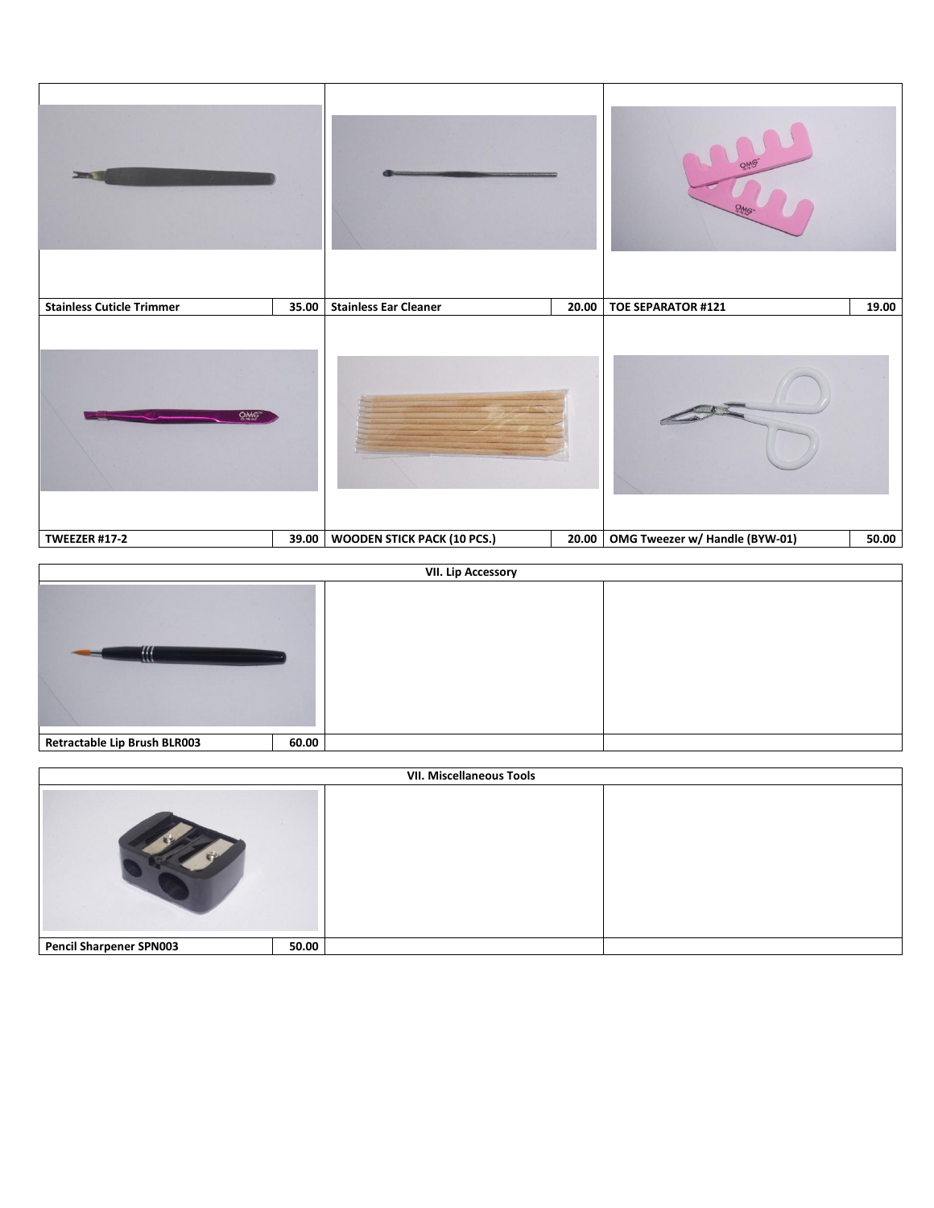| Stainless Cuticle Trimmer | 35.00 | Stainless Ear Cleaner | 20.00 | TOE SEPARATOR #121 | 19.00 |
|---|---|---|---|---|---|
| TWEEZER #17-2 | 39.00 | WOODEN STICK PACK (10 PCS.) | 20.00 | OMG Tweezer w/ Handle (BYW-01) | 50.00 |

| VII. Lip Accessory | | | |
|---|---|---|---|
| Retractable Lip Brush BLR003 | 60.00 | | |

| VII. Miscellaneous Tools | | | |
|---|---|---|---|
| Pencil Sharpener SPN003 | 50.00 | | |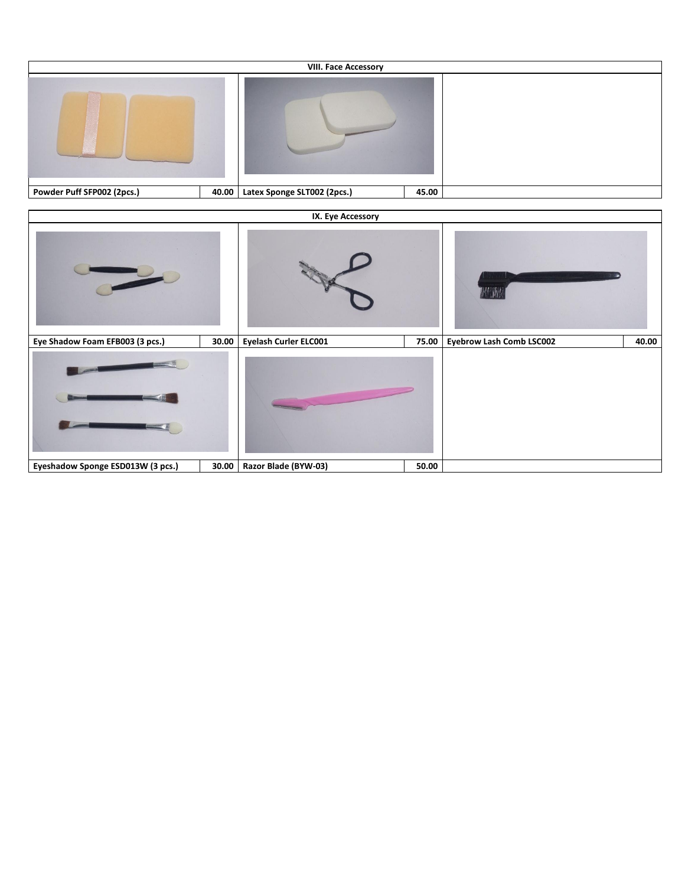| VIII. Face Accessory | | | | | |
|---|---|---|---|---|---|
| Powder Puff SFP002 (2pcs.) | 40.00 | Latex Sponge SLT002 (2pcs.) | 45.00 | | |

| IX. Eye Accessory | | | | | |
|---|---|---|---|---|---|
| Eye Shadow Foam EFB003 (3 pcs.) | 30.00 | Eyelash Curler ELC001 | 75.00 | Eyebrow Lash Comb LSC002 | 40.00 |
| Eyeshadow Sponge ESD013W (3 pcs.) | 30.00 | Razor Blade (BYW-03) | 50.00 | | |